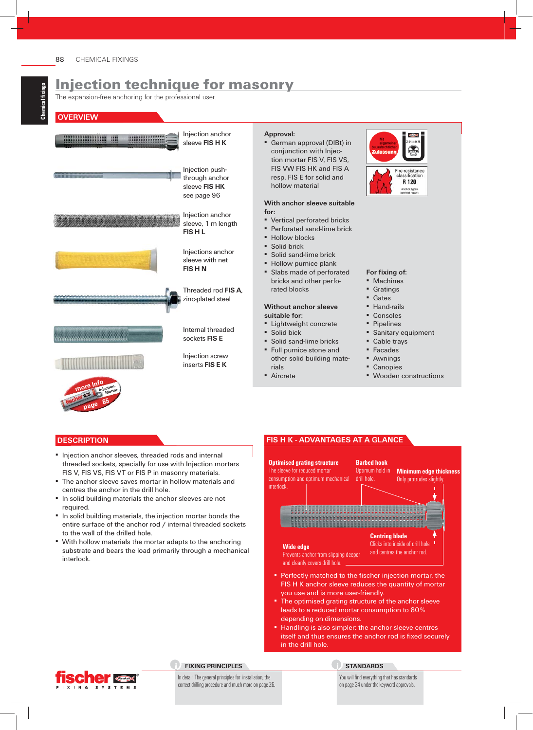# Injection technique for masonry

The expansion-free anchoring for the professional user.

## OVERVIEW

Injection anchor sleeve **FIS H K**

Injection push-through anchor sleeve **FIS HK** see page 96

Injection anchor sleeve, 1 m length **FIS H L**

Injections anchor sleeve with net **FIS H N**

Threaded rod **FIS A**, zinc-plated steel

Internal threaded sockets **FIS E**

Injection screw inserts **FIS E K**

more Info Injection-Mortar page 65

**Approval:**

- German approval (DIBt) in conjunction with Injection mortar FIS V, FIS VS, FIS VW FIS HK and FIS A resp. FIS E for solid and hollow material

Mit allgemeiner bauaufsichtlicher Zulassung Z-21.3-1675

Fire resistance classification R 120 Anchor types see test report

**With anchor sleeve suitable for:**

- Vertical perforated bricks
- Perforated sand-lime brick
- Hollow blocks
- Solid brick
- Solid sand-lime brick
- Hollow pumice plank
- Slabs made of perforated bricks and other perforated blocks

**Without anchor sleeve suitable for:**

- Lightweight concrete
- Solid bick
- Solid sand-lime bricks
- Full pumice stone and other solid building materials
- Aircrete

**For fixing of:**

- Machines
- Gratings
- Gates
- Hand-rails
- Consoles
- Pipelines
- Sanitary equipment
- Cable trays
- Facades
- Awnings
- Canopies
- Wooden constructions

## DESCRIPTION

- Injection anchor sleeves, threaded rods and internal threaded sockets, specially for use with Injection mortars FIS V, FIS VS, FIS VT or FIS P in masonry materials.
- The anchor sleeve saves mortar in hollow materials and centres the anchor in the drill hole.
- In solid building materials the anchor sleeves are not required.
- In solid building materials, the injection mortar bonds the entire surface of the anchor rod / internal threaded sockets to the wall of the drilled hole.
- With hollow materials the mortar adapts to the anchoring substrate and bears the load primarily through a mechanical interlock.

## FIS H K - ADVANTAGES AT A GLANCE

**Optimised grating structure**
The sleeve for reduced mortar consumption and optimum mechanical interlock.

**Barbed hook**
Optimum hold in drill hole.

**Minimum edge thickness**
Only protrudes slightly.

**Wide edge**
Prevents anchor from slipping deeper and cleanly covers drill hole.

**Centring blade**
Clicks into inside of drill hole and centres the anchor rod.

- Perfectly matched to the fischer injection mortar, the FIS H K anchor sleeve reduces the quantity of mortar you use and is more user-friendly.
- The optimised grating structure of the anchor sleeve leads to a reduced mortar consumption to 80 % depending on dimensions.
- Handling is also simpler: the anchor sleeve centres itself and thus ensures the anchor rod is fixed securely in the drill hole.

### FIXING PRINCIPLES

In detail: The general principles for installation, the correct drilling procedure and much more on page 26.

### STANDARDS

You will find everything that has standards on page 34 under the keyword approvals.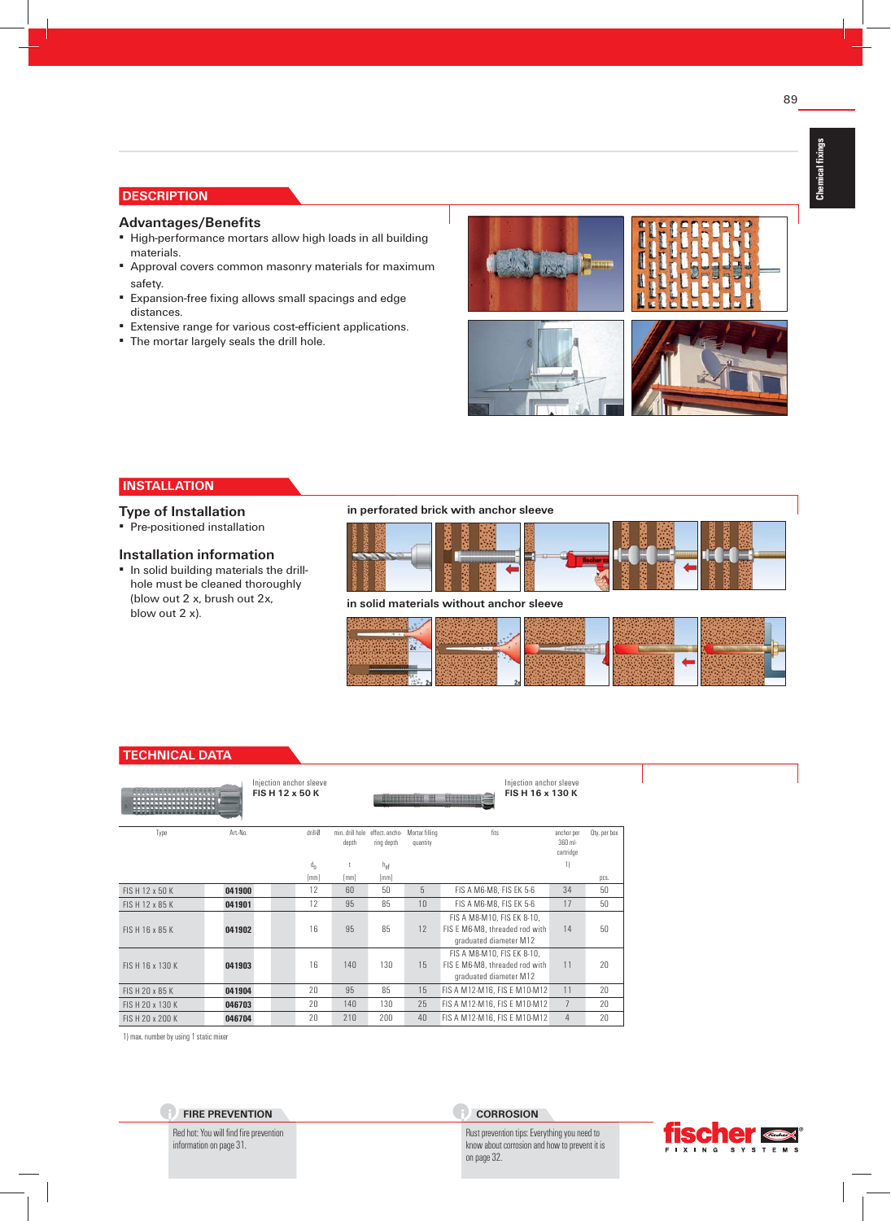## DESCRIPTION

### Advantages/Benefits

- High-performance mortars allow high loads in all building materials.
- Approval covers common masonry materials for maximum safety.
- Expansion-free fixing allows small spacings and edge distances.
- Extensive range for various cost-efficient applications.
- The mortar largely seals the drill hole.

## INSTALLATION

### Type of Installation

- Pre-positioned installation

### Installation information

- In solid building materials the drill-hole must be cleaned thoroughly (blow out 2 x, brush out 2x, blow out 2 x).

in perforated brick with anchor sleeve

in solid materials without anchor sleeve

## TECHNICAL DATA

Injection anchor sleeve **FIS H 12 x 50 K**

Injection anchor sleeve **FIS H 16 x 130 K**

| Type | Art.-No. | drill-Ø $d_0$ [mm] | min. drill hole depth t [mm] | effect. anchoring depth $h_{ef}$ [mm] | Mortar filling quantity | fits | anchor per 360 ml-cartridge 1) | Qty. per box pcs. |
|---|---|---|---|---|---|---|---|---|
| FIS H 12 x 50 K | **041900** | 12 | 60 | 50 | 5 | FIS A M6-M8, FIS EK 5-6 | 34 | 50 |
| FIS H 12 x 85 K | **041901** | 12 | 95 | 85 | 10 | FIS A M6-M8, FIS EK 5-6 | 17 | 50 |
| FIS H 16 x 85 K | **041902** | 16 | 95 | 85 | 12 | FIS A M8-M10, FIS EK 8-10, FIS E M6-M8, threaded rod with graduated diameter M12 | 14 | 50 |
| FIS H 16 x 130 K | **041903** | 16 | 140 | 130 | 15 | FIS A M8-M10, FIS EK 8-10, FIS E M6-M8, threaded rod with graduated diameter M12 | 11 | 20 |
| FIS H 20 x 85 K | **041904** | 20 | 95 | 85 | 15 | FIS A M12-M16, FIS E M10-M12 | 11 | 20 |
| FIS H 20 x 130 K | **046703** | 20 | 140 | 130 | 25 | FIS A M12-M16, FIS E M10-M12 | 7 | 20 |
| FIS H 20 x 200 K | **046704** | 20 | 210 | 200 | 40 | FIS A M12-M16, FIS E M10-M12 | 4 | 20 |

1) max. number by using 1 static mixer

**FIRE PREVENTION**

Red hot: You will find fire prevention information on page 31.

**CORROSION**

Rust prevention tips: Everything you need to know about corrosion and how to prevent it is on page 32.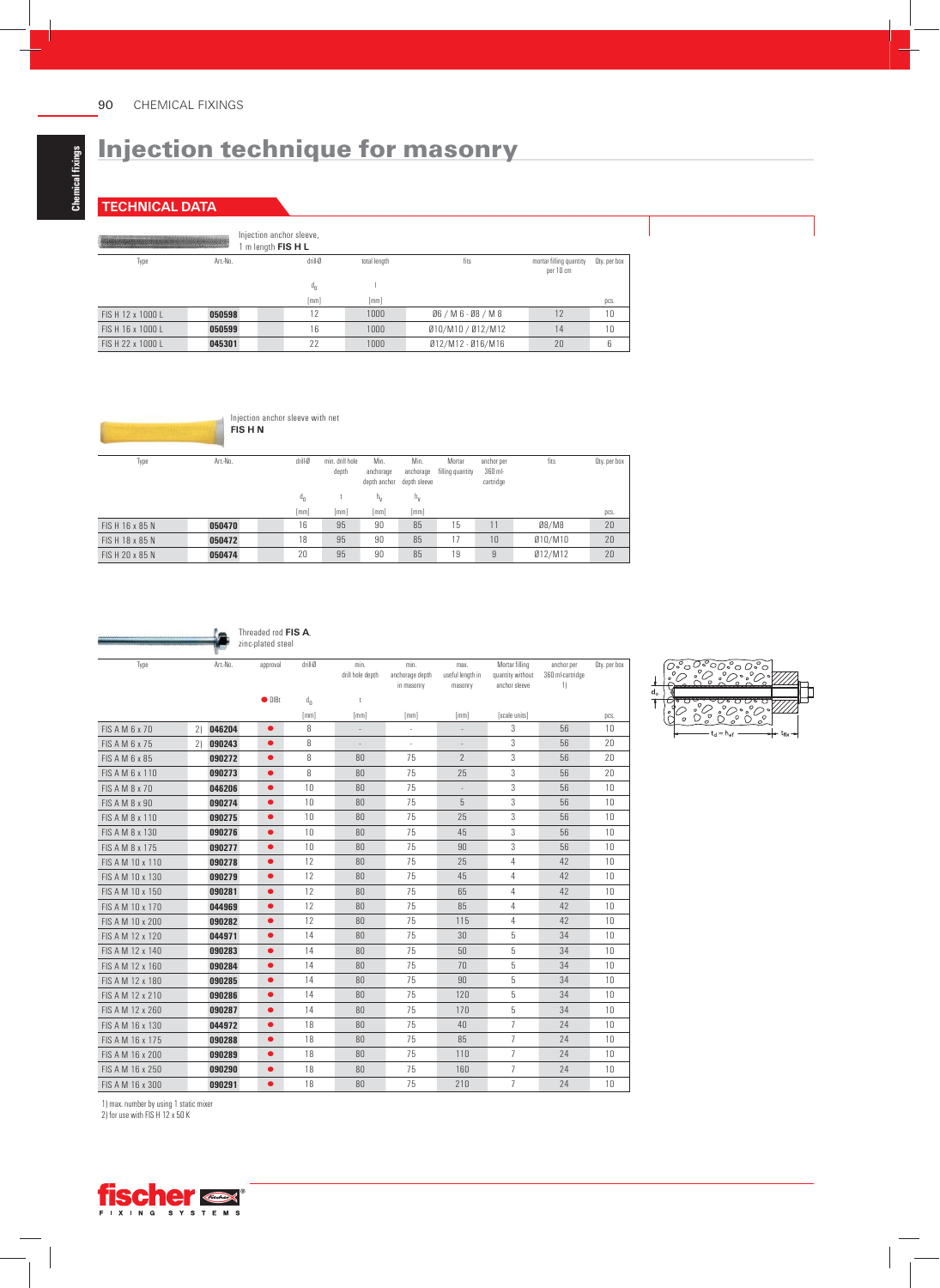# Injection technique for masonry

## TECHNICAL DATA

Injection anchor sleeve, 1 m length **FIS H L**

| Type | Art.-No. | drill-Ø $d_0$ [mm] | total length l [mm] | fits | mortar filling quantity per 10 cm | Qty. per box [pcs.] |
|---|---|---|---|---|---|---|
| FIS H 12 x 1000 L | **050598** | 12 | 1000 | Ø6 / M 6 - Ø8 / M 8 | 12 | 10 |
| FIS H 16 x 1000 L | **050599** | 16 | 1000 | Ø10/M10 / Ø12/M12 | 14 | 10 |
| FIS H 22 x 1000 L | **045301** | 22 | 1000 | Ø12/M12 - Ø16/M16 | 20 | 6 |

Injection anchor sleeve with net **FIS H N**

| Type | Art.-No. | drill-Ø $d_0$ [mm] | min. drill hole depth t [mm] | Min. anchorage depth anchor $h_v$ [mm] | Min. anchorage depth sleeve $h_v$ [mm] | Mortar filling quantity | anchor per 360 ml-cartridge | fits | Qty. per box [pcs.] |
|---|---|---|---|---|---|---|---|---|---|
| FIS H 16 x 85 N | **050470** | 16 | 95 | 90 | 85 | 15 | 11 | Ø8/M8 | 20 |
| FIS H 18 x 85 N | **050472** | 18 | 95 | 90 | 85 | 17 | 10 | Ø10/M10 | 20 |
| FIS H 20 x 85 N | **050474** | 20 | 95 | 90 | 85 | 19 | 9 | Ø12/M12 | 20 |

Threaded rod **FIS A**, zinc-plated steel

| Type | | Art.-No. | approval ● DIBt | drill-Ø $d_0$ [mm] | min. drill hole depth t [mm] | min. anchorage depth in masonry [mm] | max. useful length in masonry [mm] | Mortar filling quantity without anchor sleeve [scale units] | anchor per 360 ml-cartridge 1) | Qty. per box [pcs.] |
|---|---|---|---|---|---|---|---|---|---|---|
| FIS A M 6 x 70 | 2) | **046204** | ● | 8 | - | - | - | 3 | 56 | 10 |
| FIS A M 6 x 75 | 2) | **090243** | ● | 8 | - | - | - | 3 | 56 | 20 |
| FIS A M 6 x 85 | | **090272** | ● | 8 | 80 | 75 | 2 | 3 | 56 | 20 |
| FIS A M 6 x 110 | | **090273** | ● | 8 | 80 | 75 | 25 | 3 | 56 | 20 |
| FIS A M 8 x 70 | | **046206** | ● | 10 | 80 | 75 | - | 3 | 56 | 10 |
| FIS A M 8 x 90 | | **090274** | ● | 10 | 80 | 75 | 5 | 3 | 56 | 10 |
| FIS A M 8 x 110 | | **090275** | ● | 10 | 80 | 75 | 25 | 3 | 56 | 10 |
| FIS A M 8 x 130 | | **090276** | ● | 10 | 80 | 75 | 45 | 3 | 56 | 10 |
| FIS A M 8 x 175 | | **090277** | ● | 10 | 80 | 75 | 90 | 3 | 56 | 10 |
| FIS A M 10 x 110 | | **090278** | ● | 12 | 80 | 75 | 25 | 4 | 42 | 10 |
| FIS A M 10 x 130 | | **090279** | ● | 12 | 80 | 75 | 45 | 4 | 42 | 10 |
| FIS A M 10 x 150 | | **090281** | ● | 12 | 80 | 75 | 65 | 4 | 42 | 10 |
| FIS A M 10 x 170 | | **044969** | ● | 12 | 80 | 75 | 85 | 4 | 42 | 10 |
| FIS A M 10 x 200 | | **090282** | ● | 12 | 80 | 75 | 115 | 4 | 42 | 10 |
| FIS A M 12 x 120 | | **044971** | ● | 14 | 80 | 75 | 30 | 5 | 34 | 10 |
| FIS A M 12 x 140 | | **090283** | ● | 14 | 80 | 75 | 50 | 5 | 34 | 10 |
| FIS A M 12 x 160 | | **090284** | ● | 14 | 80 | 75 | 70 | 5 | 34 | 10 |
| FIS A M 12 x 180 | | **090285** | ● | 14 | 80 | 75 | 90 | 5 | 34 | 10 |
| FIS A M 12 x 210 | | **090286** | ● | 14 | 80 | 75 | 120 | 5 | 34 | 10 |
| FIS A M 12 x 260 | | **090287** | ● | 14 | 80 | 75 | 170 | 5 | 34 | 10 |
| FIS A M 16 x 130 | | **044972** | ● | 18 | 80 | 75 | 40 | 7 | 24 | 10 |
| FIS A M 16 x 175 | | **090288** | ● | 18 | 80 | 75 | 85 | 7 | 24 | 10 |
| FIS A M 16 x 200 | | **090289** | ● | 18 | 80 | 75 | 110 | 7 | 24 | 10 |
| FIS A M 16 x 250 | | **090290** | ● | 18 | 80 | 75 | 160 | 7 | 24 | 10 |
| FIS A M 16 x 300 | | **090291** | ● | 18 | 80 | 75 | 210 | 7 | 24 | 10 |

1) max. number by using 1 static mixer
2) for use with FIS H 12 x 50 K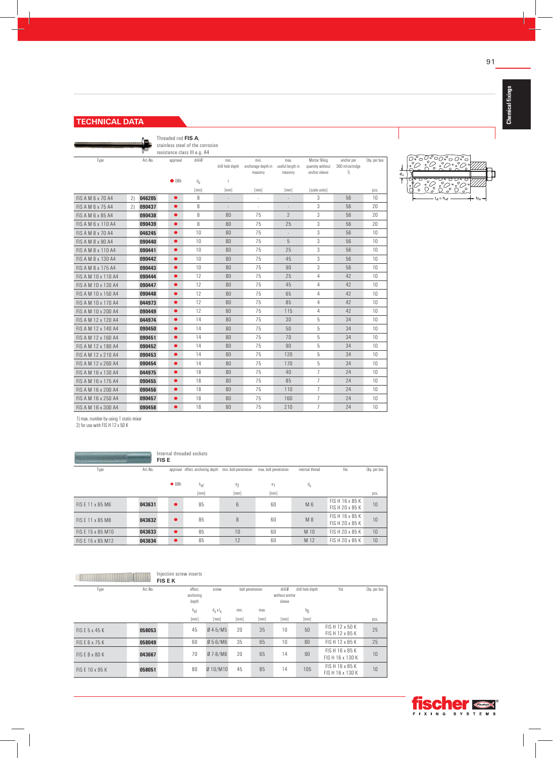## TECHNICAL DATA

Threaded rod **FIS A**, stainless steel of the corrosion resistance class III e.g. A4

| Type | | Art.-No. | approval | drill-Ø | min. drill hole depth | min. anchorage depth in masonry | max. useful length in masonry | Mortar filling quantity without anchor sleeve | anchor per 360 ml-cartridge 1) | Qty. per box |
|---|---|---|---|---|---|---|---|---|---|---|
| | | | ● DIBt | $d_0$ | t | | | | | |
| | | | | [mm] | [mm] | [mm] | [mm] | [scale units] | | pcs. |
| FIS A M 6 x 70 A4 | 2) | **046205** | ● | 8 | - | - | - | 3 | 56 | 10 |
| FIS A M 6 x 75 A4 | 2) | **090437** | ● | 8 | - | - | - | 3 | 56 | 20 |
| FIS A M 6 x 85 A4 | | **090438** | ● | 8 | 80 | 75 | 2 | 3 | 56 | 20 |
| FIS A M 6 x 110 A4 | | **090439** | ● | 8 | 80 | 75 | 25 | 3 | 56 | 20 |
| FIS A M 8 x 70 A4 | | **046245** | ● | 10 | 80 | 75 | - | 3 | 56 | 10 |
| FIS A M 8 x 90 A4 | | **090440** | ● | 10 | 80 | 75 | 5 | 3 | 56 | 10 |
| FIS A M 8 x 110 A4 | | **090441** | ● | 10 | 80 | 75 | 25 | 3 | 56 | 10 |
| FIS A M 8 x 130 A4 | | **090442** | ● | 10 | 80 | 75 | 45 | 3 | 56 | 10 |
| FIS A M 8 x 175 A4 | | **090443** | ● | 10 | 80 | 75 | 90 | 3 | 56 | 10 |
| FIS A M 10 x 110 A4 | | **090444** | ● | 12 | 80 | 75 | 25 | 4 | 42 | 10 |
| FIS A M 10 x 130 A4 | | **090447** | ● | 12 | 80 | 75 | 45 | 4 | 42 | 10 |
| FIS A M 10 x 150 A4 | | **090448** | ● | 12 | 80 | 75 | 65 | 4 | 42 | 10 |
| FIS A M 10 x 170 A4 | | **044973** | ● | 12 | 80 | 75 | 85 | 4 | 42 | 10 |
| FIS A M 10 x 200 A4 | | **090449** | ● | 12 | 80 | 75 | 115 | 4 | 42 | 10 |
| FIS A M 12 x 120 A4 | | **044974** | ● | 14 | 80 | 75 | 30 | 5 | 34 | 10 |
| FIS A M 12 x 140 A4 | | **090450** | ● | 14 | 80 | 75 | 50 | 5 | 34 | 10 |
| FIS A M 12 x 160 A4 | | **090451** | ● | 14 | 80 | 75 | 70 | 5 | 34 | 10 |
| FIS A M 12 x 180 A4 | | **090452** | ● | 14 | 80 | 75 | 90 | 5 | 34 | 10 |
| FIS A M 12 x 210 A4 | | **090453** | ● | 14 | 80 | 75 | 120 | 5 | 34 | 10 |
| FIS A M 12 x 260 A4 | | **090454** | ● | 14 | 80 | 75 | 170 | 5 | 34 | 10 |
| FIS A M 16 x 130 A4 | | **044975** | ● | 18 | 80 | 75 | 40 | 7 | 24 | 10 |
| FIS A M 16 x 175 A4 | | **090455** | ● | 18 | 80 | 75 | 85 | 7 | 24 | 10 |
| FIS A M 16 x 200 A4 | | **090456** | ● | 18 | 80 | 75 | 110 | 7 | 24 | 10 |
| FIS A M 16 x 250 A4 | | **090457** | ● | 18 | 80 | 75 | 160 | 7 | 24 | 10 |
| FIS A M 16 x 300 A4 | | **090458** | ● | 18 | 80 | 75 | 210 | 7 | 24 | 10 |

1) max. number by using 1 static mixer
2) for use with FIS H 12 x 50 K

Internal threaded sockets
**FIS E**

| Type | Art.-No. | approval | effect. anchoring depth | min. bolt penetration | max. bolt penetration | internal thread | fits | Qty. per box |
|---|---|---|---|---|---|---|---|---|
| | | ● DIBt | $h_{ef}$ | $e_2$ | $e_1$ | $d_s$ | | |
| | | | [mm] | [mm] | [mm] | | | pcs. |
| FIS E 11 x 85 M6 | **043631** | ● | 85 | 6 | 60 | M 6 | FIS H 16 x 85 K<br>FIS H 20 x 85 K | 10 |
| FIS E 11 x 85 M8 | **043632** | ● | 85 | 8 | 60 | M 8 | FIS H 16 x 85 K<br>FIS H 20 x 85 K | 10 |
| FIS E 15 x 85 M10 | **043633** | ● | 85 | 10 | 60 | M 10 | FIS H 20 x 85 K | 10 |
| FIS E 15 x 85 M12 | **043634** | ● | 85 | 12 | 60 | M 12 | FIS H 20 x 85 K | 10 |

Injection screw inserts
**FIS E K**

| Type | Art.-No. | | effect. anchoring depth | screw | bolt penetration | | drill-Ø without anchor sleeve | drill hole depth | fits | Qty. per box |
|---|---|---|---|---|---|---|---|---|---|---|
| | | | $h_{ef}$ | $d_s$ x $l_s$ | min. | max. | | $h_0$ | | |
| | | | [mm] | [mm] | [mm] | [mm] | [mm] | [mm] | | pcs. |
| FIS E 5 x 45 K | **058053** | | 45 | Ø 4-5/M5 | 20 | 35 | 10 | 50 | FIS H 12 x 50 K<br>FIS H 12 x 85 K | 25 |
| FIS E 6 x 75 K | **058049** | | 60 | Ø 5-6/M6 | 35 | 65 | 10 | 80 | FIS H 12 x 85 K | 25 |
| FIS E 8 x 80 K | **043667** | | 70 | Ø 7-8/M8 | 20 | 65 | 14 | 90 | FIS H 16 x 85 K<br>FIS H 16 x 130 K | 10 |
| FIS E 10 x 95 K | **058051** | | 80 | Ø 10/M10 | 45 | 85 | 14 | 105 | FIS H 16 x 85 K<br>FIS H 16 x 130 K | 10 |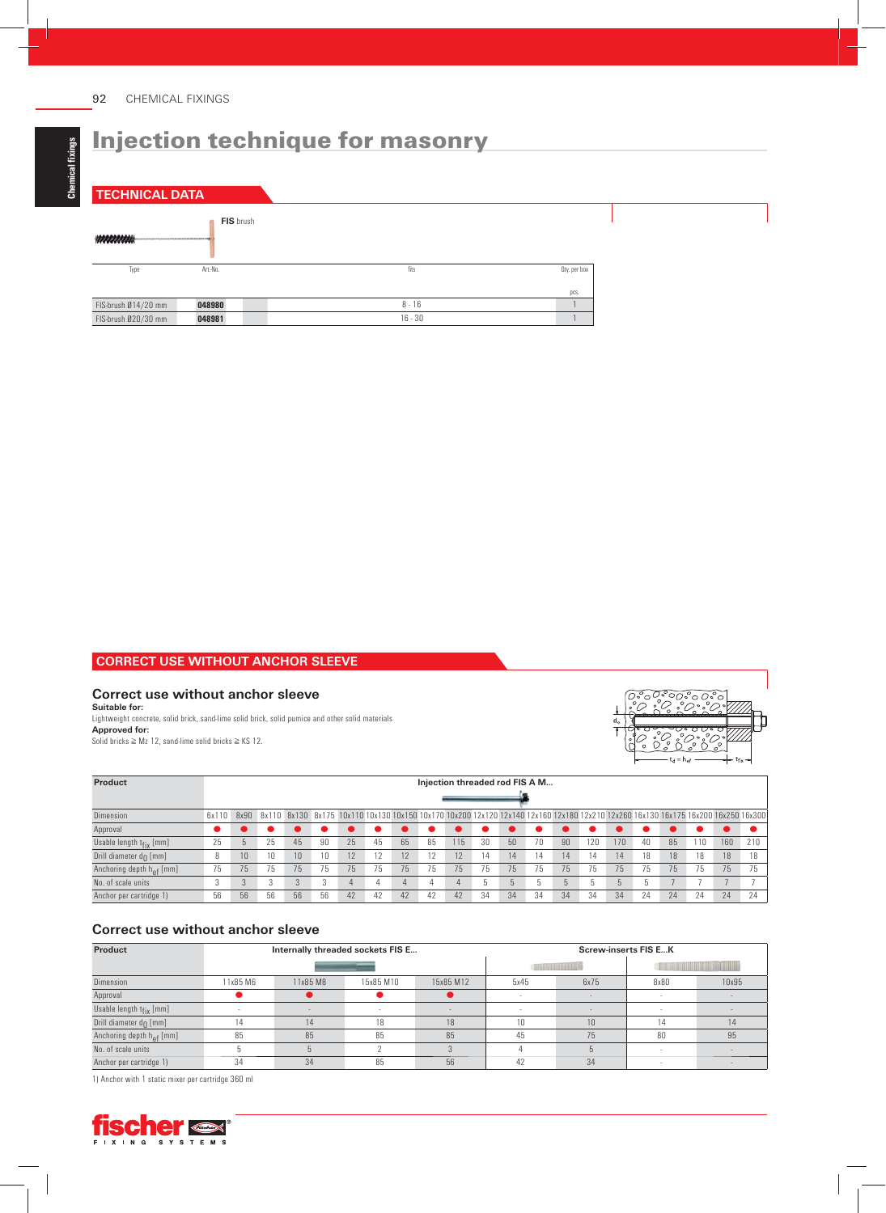# Injection technique for masonry

## TECHNICAL DATA

**FIS** brush

| Type | Art.-No. | | fits | Qty. per box |
|---|---|---|---|---|
| | | | | pcs. |
| FIS-brush Ø14/20 mm | **048980** | | 8 - 16 | 1 |
| FIS-brush Ø20/30 mm | **048981** | | 16 - 30 | 1 |

## CORRECT USE WITHOUT ANCHOR SLEEVE

### Correct use without anchor sleeve

**Suitable for:**

Lightweight concrete, solid brick, sand-lime solid brick, solid pumice and other solid materials

**Approved for:**

Solid bricks ≥ Mz 12, sand-lime solid bricks ≥ KS 12.

| Product | Injection threaded rod FIS A M... | | | | | | | | | | | | | | | | | | | | |
|---|---|---|---|---|---|---|---|---|---|---|---|---|---|---|---|---|---|---|---|---|---|
| Dimension | 6x110 | 8x90 | 8x110 | 8x130 | 8x175 | 10x110 | 10x130 | 10x150 | 10x170 | 10x200 | 12x120 | 12x140 | 12x160 | 12x180 | 12x210 | 12x260 | 16x130 | 16x175 | 16x200 | 16x250 | 16x300 |
| Approval | ● | ● | ● | ● | ● | ● | ● | ● | ● | ● | ● | ● | ● | ● | ● | ● | ● | ● | ● | ● | ● |
| Usable length $t_{fix}$ [mm] | 25 | 5 | 25 | 45 | 90 | 25 | 45 | 65 | 85 | 115 | 30 | 50 | 70 | 90 | 120 | 170 | 40 | 85 | 110 | 160 | 210 |
| Drill diameter $d_0$ [mm] | 8 | 10 | 10 | 10 | 10 | 12 | 12 | 12 | 12 | 12 | 14 | 14 | 14 | 14 | 14 | 14 | 18 | 18 | 18 | 18 | 18 |
| Anchoring depth $h_{ef}$ [mm] | 75 | 75 | 75 | 75 | 75 | 75 | 75 | 75 | 75 | 75 | 75 | 75 | 75 | 75 | 75 | 75 | 75 | 75 | 75 | 75 | 75 |
| No. of scale units | 3 | 3 | 3 | 3 | 3 | 4 | 4 | 4 | 4 | 4 | 5 | 5 | 5 | 5 | 5 | 5 | 5 | 7 | 7 | 7 | 7 |
| Anchor per cartridge 1) | 56 | 56 | 56 | 56 | 56 | 42 | 42 | 42 | 42 | 42 | 34 | 34 | 34 | 34 | 34 | 34 | 24 | 24 | 24 | 24 | 24 |

### Correct use without anchor sleeve

| Product | Internally threaded sockets FIS E... | | | | Screw-inserts FIS E...K | | | |
|---|---|---|---|---|---|---|---|---|
| Dimension | 11x85 M6 | 11x85 M8 | 15x85 M10 | 15x85 M12 | 5x45 | 6x75 | 8x80 | 10x95 |
| Approval | ● | ● | ● | ● | - | - | - | - |
| Usable length $t_{fix}$ [mm] | - | - | - | - | - | - | - | - |
| Drill diameter $d_0$ [mm] | 14 | 14 | 18 | 18 | 10 | 10 | 14 | 14 |
| Anchoring depth $h_{ef}$ [mm] | 85 | 85 | 85 | 85 | 45 | 75 | 80 | 95 |
| No. of scale units | 5 | 5 | 2 | 3 | 4 | 5 | - | - |
| Anchor per cartridge 1) | 34 | 34 | 85 | 56 | 42 | 34 | - | - |

1) Anchor with 1 static mixer per cartridge 360 ml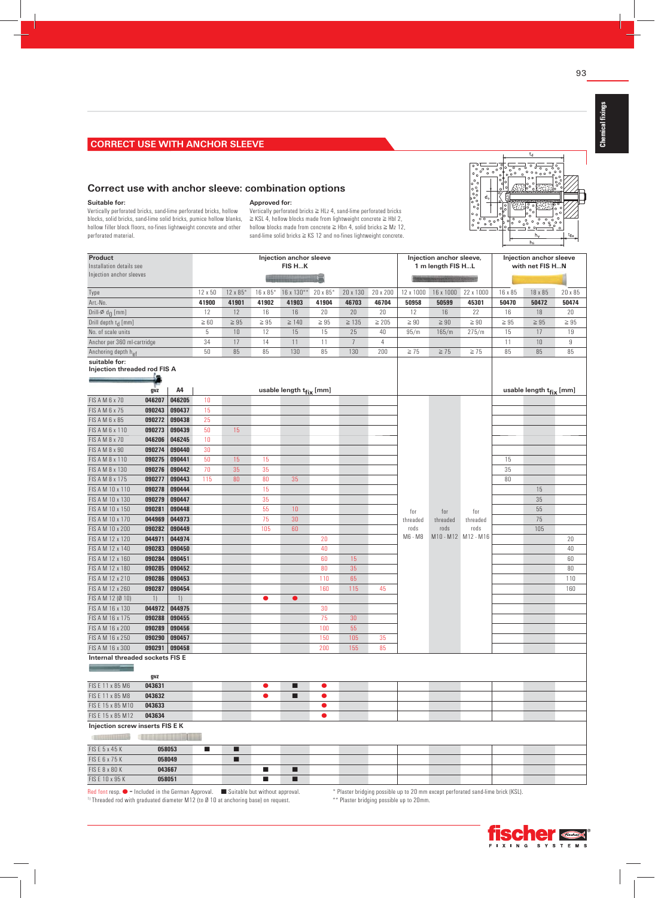## CORRECT USE WITH ANCHOR SLEEVE

### Correct use with anchor sleeve: combination options

**Suitable for:**
Vertically perforated bricks, sand-lime perforated bricks, hollow blocks, solid bricks, sand-lime solid bricks, pumice hollow blanks, hollow filler block floors, no-fines lightweight concrete and other perforated material.

**Approved for:**
Vertically perforated bricks ≥ HLz 4, sand-lime perforated bricks ≥ KSL 4, hollow blocks made from lightweight concrete ≥ Hbl 2, hollow blocks made from concrete ≥ Hbn 4, solid bricks ≥ Mz 12, sand-lime solid bricks ≥ KS 12 and no-fines lightweight concrete.

| Product<br>Installation details see Injection anchor sleeves | | | Injection anchor sleeve FIS H...K | | | | | | | Injection anchor sleeve, 1 m length FIS H...L | | | Injection anchor sleeve with net FIS H...N | | |
|---|---|---|---|---|---|---|---|---|---|---|---|---|---|---|---|
| Type | | | 12 x 50 | 12 x 85* | 16 x 85* | 16 x 130** | 20 x 85* | 20 x 130 | 20 x 200 | 12 x 1000 | 16 x 1000 | 22 x 1000 | 16 x 85 | 18 x 85 | 20 x 85 |
| Art.-No. | | | **41900** | **41901** | **41902** | **41903** | **41904** | **46703** | **46704** | **50958** | **50599** | **45301** | **50470** | **50472** | **50474** |
| Drill-Ø $d_0$ [mm] | | | 12 | 12 | 16 | 16 | 20 | 20 | 20 | 12 | 16 | 22 | 16 | 18 | 20 |
| Drill depth $t_d$ [mm] | | | ≥ 60 | ≥ 95 | ≥ 95 | ≥ 140 | ≥ 95 | ≥ 135 | ≥ 205 | ≥ 90 | ≥ 90 | ≥ 90 | ≥ 95 | ≥ 95 | ≥ 95 |
| No. of scale units | | | 5 | 10 | 12 | 15 | 15 | 25 | 40 | 95/m | 165/m | 275/m | 15 | 17 | 19 |
| Anchor per 360 ml-cartridge | | | 34 | 17 | 14 | 11 | 11 | 7 | 4 | | | | 11 | 10 | 9 |
| Anchoring depth $h_{ef}$ | | | 50 | 85 | 85 | 130 | 85 | 130 | 200 | ≥ 75 | ≥ 75 | ≥ 75 | 85 | 85 | 85 |
| **suitable for: Injection threaded rod FIS A** | **gvz** | **A4** | **usable length $t_{fix}$ [mm]** | | | | | | | | | | **usable length $t_{fix}$ [mm]** | | |
| FIS A M 6 x 70 | **046207** | **046205** | 10 | | | | | | | | | | | | |
| FIS A M 6 x 75 | **090243** | **090437** | 15 | | | | | | | | | | | | |
| FIS A M 6 x 85 | **090272** | **090438** | 25 | | | | | | | | | | | | |
| FIS A M 6 x 110 | **090273** | **090439** | 50 | 15 | | | | | | | | | | | |
| FIS A M 8 x 70 | **046206** | **046245** | 10 | | | | | | | | | | | | |
| FIS A M 8 x 90 | **090274** | **090440** | 30 | | | | | | | | | | | | |
| FIS A M 8 x 110 | **090275** | **090441** | 50 | 15 | 15 | | | | | | | | 15 | | |
| FIS A M 8 x 130 | **090276** | **090442** | 70 | 35 | 35 | | | | | | | | 35 | | |
| FIS A M 8 x 175 | **090277** | **090443** | 115 | 80 | 80 | 35 | | | | | | | 80 | | |
| FIS A M 10 x 110 | **090278** | **090444** | | | 15 | | | | | | | | | 15 | |
| FIS A M 10 x 130 | **090279** | **090447** | | | 35 | | | | | | | | | 35 | |
| FIS A M 10 x 150 | **090281** | **090448** | | | 55 | 10 | | | | for threaded rods M6 - M8 | for threaded rods M10 - M12 | for threaded rods M12 - M16 | | 55 | |
| FIS A M 10 x 170 | **044969** | **044973** | | | 75 | 30 | | | | | | | | 75 | |
| FIS A M 10 x 200 | **090282** | **090449** | | | 105 | 60 | | | | | | | | 105 | |
| FIS A M 12 x 120 | **044971** | **044974** | | | | | 20 | | | | | | | | 20 |
| FIS A M 12 x 140 | **090283** | **090450** | | | | | 40 | | | | | | | | 40 |
| FIS A M 12 x 160 | **090284** | **090451** | | | | | 60 | 15 | | | | | | | 60 |
| FIS A M 12 x 180 | **090285** | **090452** | | | | | 80 | 35 | | | | | | | 80 |
| FIS A M 12 x 210 | **090286** | **090453** | | | | | 110 | 65 | | | | | | | 110 |
| FIS A M 12 x 260 | **090287** | **090454** | | | | | 160 | 115 | 45 | | | | | | 160 |
| FIS A M 12 (Ø 10) | 1) | 1) | | | ● | ● | | | | | | | | | |
| FIS A M 16 x 130 | **044972** | **044975** | | | | | 30 | | | | | | | | |
| FIS A M 16 x 175 | **090288** | **090455** | | | | | 75 | 30 | | | | | | | |
| FIS A M 16 x 200 | **090289** | **090456** | | | | | 100 | 55 | | | | | | | |
| FIS A M 16 x 250 | **090290** | **090457** | | | | | 150 | 105 | 35 | | | | | | |
| FIS A M 16 x 300 | **090291** | **090458** | | | | | 200 | 155 | 85 | | | | | | |
| **Internal threaded sockets FIS E** | **gvz** | | | | | | | | | | | | | | |
| FIS E 11 x 85 M6 | **043631** | | | | ● | ■ | ● | | | | | | | | |
| FIS E 11 x 85 M8 | **043632** | | | | ● | ■ | ● | | | | | | | | |
| FIS E 15 x 85 M10 | **043633** | | | | | | ● | | | | | | | | |
| FIS E 15 x 85 M12 | **043634** | | | | | | ● | | | | | | | | |
| **Injection screw inserts FIS E K** | | | | | | | | | | | | | | | |
| FIS E 5 x 45 K | **058053** | | ■ | ■ | | | | | | | | | | | |
| FIS E 6 x 75 K | **058049** | | | ■ | | | | | | | | | | | |
| FIS E 8 x 80 K | **043667** | | | | ■ | ■ | | | | | | | | | |
| FIS E 10 x 95 K | **058051** | | | | ■ | ■ | | | | | | | | | |

Red font resp. ● = Included in the German Approval. ■ Suitable but without approval.
1) Threaded rod with graduated diameter M12 (to Ø 10 at anchoring base) on request.

\* Plaster bridging possible up to 20 mm except perforated sand-lime brick (KSL).
\*\* Plaster bridging possible up to 20mm.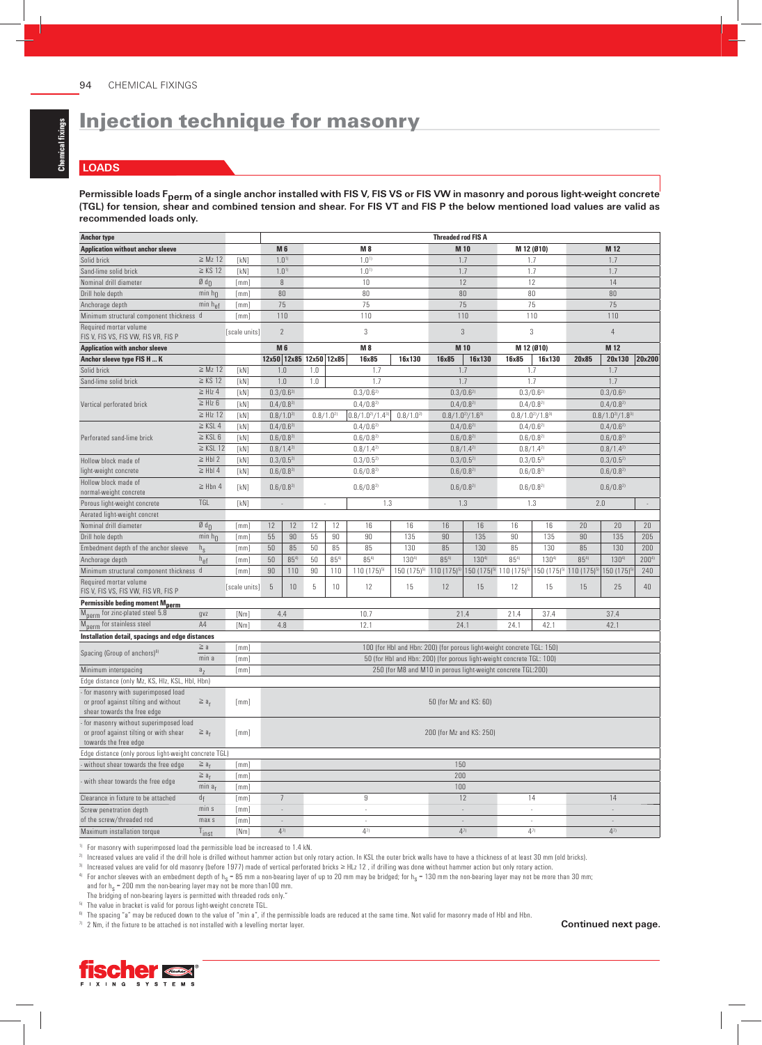# Injection technique for masonry

## LOADS

**Permissible loads $F_{perm}$ of a single anchor installed with FIS V, FIS VS or FIS VW in masonry and porous light-weight concrete (TGL) for tension, shear and combined tension and shear. For FIS VT and FIS P the below mentioned load values are valid as recommended loads only.**

| Anchor type | | | Threaded rod FIS A | | | | | | | | | | | | |
|---|---|---|---|---|---|---|---|---|---|---|---|---|---|---|---|
| **Application without anchor sleeve** | | | **M 6** | | **M 8** | | | | **M 10** | | **M 12 (Ø10)** | | **M 12** | | |
| Solid brick | ≥ Mz 12 | [kN] | 1.0[1] | | 1.0[1] | | | | 1.7 | | 1.7 | | 1.7 | | |
| Sand-lime solid brick | ≥ KS 12 | [kN] | 1.0[1] | | 1.0[1] | | | | 1.7 | | 1.7 | | 1.7 | | |
| Nominal drill diameter | Ø $d_0$ | [mm] | 8 | | 10 | | | | 12 | | 12 | | 14 | | |
| Drill hole depth | min $h_0$ | [mm] | 80 | | 80 | | | | 80 | | 80 | | 80 | | |
| Anchorage depth | min $h_{ef}$ | [mm] | 75 | | 75 | | | | 75 | | 75 | | 75 | | |
| Minimum structural component thickness | d | [mm] | 110 | | 110 | | | | 110 | | 110 | | 110 | | |
| Required mortar volume FIS V, FIS VS, FIS VW, FIS VR, FIS P | | [scale units] | 2 | | 3 | | | | 3 | | 3 | | 4 | | |
| **Application with anchor sleeve** | | | **M 6** | | **M 8** | | | | **M 10** | | **M 12 (Ø10)** | | **M 12** | | |
| **Anchor sleeve type FIS H ... K** | | | **12x50** | **12x85** | **12x50** | **12x85** | **16x85** | **16x130** | **16x85** | **16x130** | **16x85** | **16x130** | **20x85** | **20x130** | **20x200** |
| Solid brick | ≥ Mz 12 | [kN] | 1.0 | | 1.0 | 1.7 | | | 1.7 | | 1.7 | | 1.7 | | |
| Sand-lime solid brick | ≥ KS 12 | [kN] | 1.0 | | 1.0 | 1.7 | | | 1.7 | | 1.7 | | 1.7 | | |
| Vertical perforated brick | ≥ Hlz 4 | [kN] | 0.3/0.6[2] | | 0.3/0.6[2] | | | | 0.3/0.6[2] | | 0.3/0.6[2] | | 0.3/0.6[2] | | |
| | ≥ Hlz 6 | [kN] | 0.4/0.8[2] | | 0.4/0.8[2] | | | | 0.4/0.8[2] | | 0.4/0.8[2] | | 0.4/0.8[2] | | |
| | ≥ Hlz 12 | [kN] | 0.8/1.0[3] | | 0.8/1.0[3] | | 0.8/1.0[3]/1.4[3] | 0.8/1.0[2] | 0.8/1.0[2]/1.6[3] | | 0.8/1.0[2]/1.8[3] | | 0.8/1.0[3]/1.8[3] | | |
| Perforated sand-lime brick | ≥ KSL 4 | [kN] | 0.4/0.6[2] | | 0.4/0.6[2] | | | | 0.4/0.6[2] | | 0.4/0.6[2] | | 0.4/0.6[2] | | |
| | ≥ KSL 6 | [kN] | 0.6/0.8[2] | | 0.6/0.8[2] | | | | 0.6/0.8[2] | | 0.6/0.8[2] | | 0.6/0.8[2] | | |
| | ≥ KSL 12 | [kN] | 0.8/1.4[2] | | 0.8/1.4[2] | | | | 0.8/1.4[2] | | 0.8/1.4[2] | | 0.8/1.4[2] | | |
| Hollow block made of light-weight concrete | ≥ Hbl 2 | [kN] | 0.3/0.5[2] | | 0.3/0.5[2] | | | | 0.3/0.5[2] | | 0.3/0.5[2] | | 0.3/0.5[2] | | |
| | ≥ Hbl 4 | [kN] | 0.6/0.8[2] | | 0.6/0.8[2] | | | | 0.6/0.8[2] | | 0.6/0.8[2] | | 0.6/0.8[2] | | |
| Hollow block made of normal-weight concrete | ≥ Hbn 4 | [kN] | 0.6/0.8[2] | | 0.6/0.8[2] | | | | 0.6/0.8[2] | | 0.6/0.8[2] | | 0.6/0.8[2] | | |
| Porous light-weight concrete | TGL | [kN] | - | | - | | 1.3 | | 1.3 | | 1.3 | | 2.0 | | - |
| Aerated light-weight concret | | | | | | | | | | | | | | | |
| Nominal drill diameter | Ø $d_0$ | [mm] | 12 | 12 | 12 | 12 | 16 | 16 | 16 | 16 | 16 | 16 | 20 | 20 | 20 |
| Drill hole depth | min $h_0$ | [mm] | 55 | 90 | 55 | 90 | 90 | 135 | 90 | 135 | 90 | 135 | 90 | 135 | 205 |
| Embedment depth of the anchor sleeve | $h_s$ | [mm] | 50 | 85 | 50 | 85 | 85 | 130 | 85 | 130 | 85 | 130 | 85 | 130 | 200 |
| Anchorage depth | $h_{ef}$ | [mm] | 50 | 85[4] | 50 | 85[4] | 85[4] | 130[4] | 85[4] | 130[4] | 85[4] | 130[4] | 85[4] | 130[4] | 200[4] |
| Minimum structural component thickness | d | [mm] | 90 | 110 | 90 | 110 | 110 (175)[5] | 150 (175)[5] | 110 (175)[5] | 150 (175)[5] | 110 (175)[5] | 150 (175)[5] | 110 (175)[5] | 150 (175)[5] | 240 |
| Required mortar volume FIS V, FIS VS, FIS VW, FIS VR, FIS P | | [scale units] | 5 | 10 | 5 | 10 | 12 | 15 | 12 | 15 | 12 | 15 | 15 | 25 | 40 |
| **Permissible beding moment $M_{perm}$** | | | | | | | | | | | | | | | |
| $M_{perm}$ for zinc-plated steel 5.8 | gvz | [Nm] | 4.4 | | 10.7 | | | | 21.4 | | 21.4 | 37.4 | 37.4 | | |
| $M_{perm}$ for stainless steel | A4 | [Nm] | 4.8 | | 12.1 | | | | 24.1 | | 24.1 | 42.1 | 42.1 | | |
| **Installation detail, spacings and edge distances** | | | | | | | | | | | | | | | |
| Spacing (Group of anchors)[6] | ≥ a | [mm] | 100 (for Hbl and Hbn: 200) (for porous light-weight concrete TGL: 150) | | | | | | | | | | | | |
| | min a | [mm] | 50 (for Hbl and Hbn: 200) (for porous light-weight concrete TGL: 100) | | | | | | | | | | | | |
| Minimum interspacing | $a_z$ | [mm] | 250 (for M8 and M10 in porous light-weight concrete TGL:200) | | | | | | | | | | | | |
| Edge distance (only Mz, KS, Hlz, KSL, Hbl, Hbn) | | | | | | | | | | | | | | | |
| - for masonry with superimposed load or proof against tilting and without shear towards the free edge | ≥ $a_r$ | [mm] | 50 (for Mz and KS: 60) | | | | | | | | | | | | |
| - for masonry without superimposed load or proof against tilting or with shear towards the free edge | ≥ $a_r$ | [mm] | 200 (for Mz and KS: 250) | | | | | | | | | | | | |
| Edge distance (only porous light-weight concrete TGL) | | | | | | | | | | | | | | | |
| - without shear towards the free edge | ≥ $a_r$ | [mm] | 150 | | | | | | | | | | | | |
| - with shear towards the free edge | ≥ $a_r$ | [mm] | 200 | | | | | | | | | | | | |
| | min $a_r$ | [mm] | 100 | | | | | | | | | | | | |
| Clearance in fixture to be attached | $d_f$ | [mm] | 7 | | 9 | | | | 12 | | 14 | | 14 | | |
| Screw penetration depth of the screw/threaded rod | min s | [mm] | - | | - | | | | - | | - | | - | | |
| | max s | [mm] | - | | - | | | | - | | - | | - | | |
| Maximum installation torque | $T_{inst}$ | [Nm] | 4[7] | | 4[7] | | | | 4[7] | | 4[7] | | 4[7] | | |

[1] For masonry with superimposed load the permissible load be increased to 1.4 kN.

[2] Increased values are valid if the drill hole is drilled without hammer action but only rotary action. In KSL the outer brick walls have to have a thickness of at least 30 mm (old bricks).

[3] Increased values are valid for old masonry (before 1977) made of vertical perforated bricks ≥ HLz 12 , if drilling was done without hammer action but only rotary action.

[4] For anchor sleeves with an embedment depth of $h_s$ = 85 mm a non-bearing layer of up to 20 mm may be bridged; for $h_s$ = 130 mm the non-bearing layer may not be more than 30 mm; and for $h_s$ = 200 mm the non-bearing layer may not be more than100 mm.
The bridging of non-bearing layers is permitted with threaded rods only."

[5] The value in bracket is valid for porous light-weight concrete TGL.

[6] The spacing "a" may be reduced down to the value of "min a", if the permissible loads are reduced at the same time. Not valid for masonry made of Hbl and Hbn.

[7] 2 Nm, if the fixture to be attached is not installed with a levelling mortar layer.

**Continued next page.**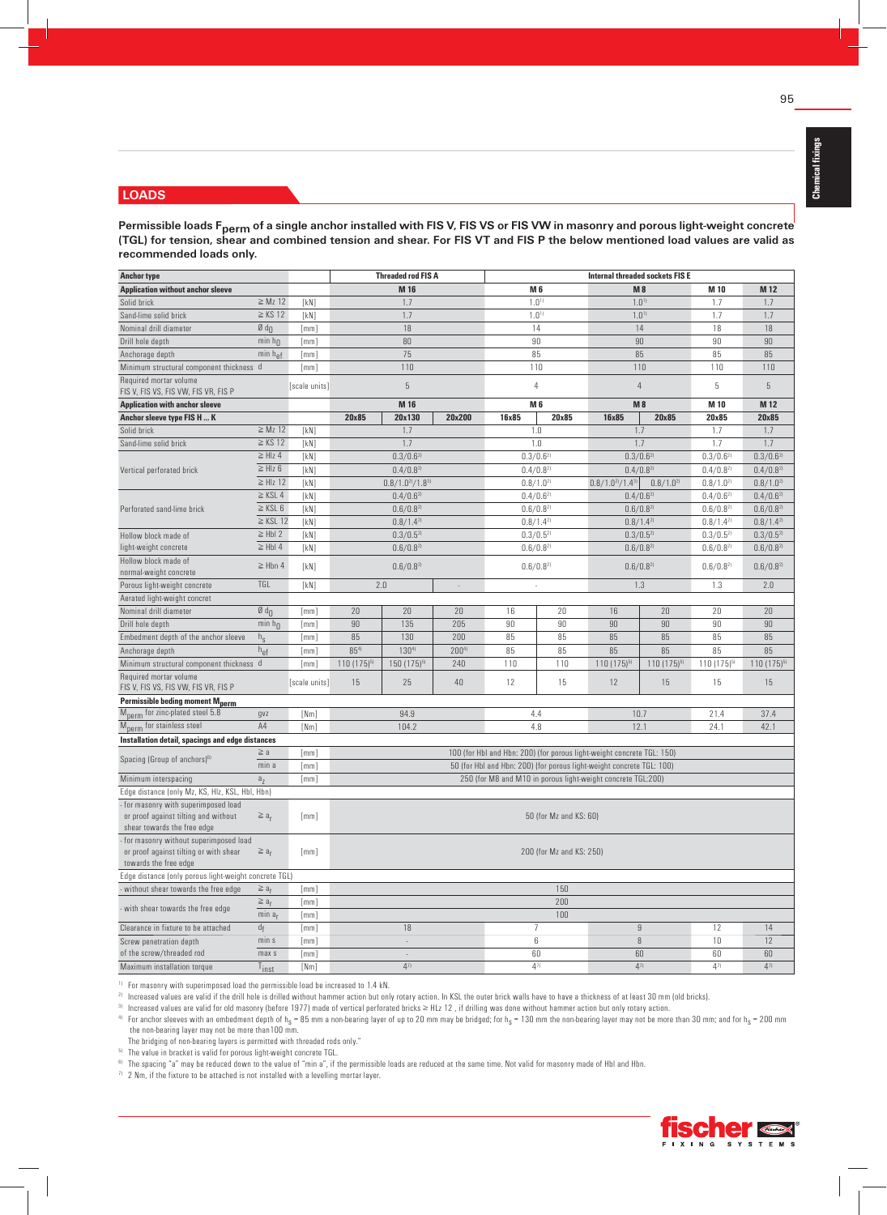## LOADS

**Permissible loads $F_{perm}$ of a single anchor installed with FIS V, FIS VS or FIS VW in masonry and porous light-weight concrete (TGL) for tension, shear and combined tension and shear. For FIS VT and FIS P the below mentioned load values are valid as recommended loads only.**

| Anchor type | | | Threaded rod FIS A | | | Internal threaded sockets FIS E | | | | | |
|---|---|---|---|---|---|---|---|---|---|---|---|
| **Application without anchor sleeve** | | | **M 16** | | | **M 6** | | **M 8** | | **M 10** | **M 12** |
| Solid brick | ≥ Mz 12 | [kN] | 1.7 | | | 1.0[1] | | 1.0[1] | | 1.7 | 1.7 |
| Sand-lime solid brick | ≥ KS 12 | [kN] | 1.7 | | | 1.0[1] | | 1.0[1] | | 1.7 | 1.7 |
| Nominal drill diameter | $Ø d_0$ | [mm] | 18 | | | 14 | | 14 | | 18 | 18 |
| Drill hole depth | min $h_0$ | [mm] | 80 | | | 90 | | 90 | | 90 | 90 |
| Anchorage depth | min $h_{ef}$ | [mm] | 75 | | | 85 | | 85 | | 85 | 85 |
| Minimum structural component thickness | d | [mm] | 110 | | | 110 | | 110 | | 110 | 110 |
| Required mortar volume FIS V, FIS VS, FIS VW, FIS VR, FIS P | | [scale units] | 5 | | | 4 | | 4 | | 5 | 5 |
| **Application with anchor sleeve** | | | **M 16** | | | **M 6** | | **M 8** | | **M 10** | **M 12** |
| **Anchor sleeve type FIS H ... K** | | | **20x85** | **20x130** | **20x200** | **16x85** | **20x85** | **16x85** | **20x85** | **20x85** | **20x85** |
| Solid brick | ≥ Mz 12 | [kN] | 1.7 | | | 1.0 | | 1.7 | | 1.7 | 1.7 |
| Sand-lime solid brick | ≥ KS 12 | [kN] | 1.7 | | | 1.0 | | 1.7 | | 1.7 | 1.7 |
| Vertical perforated brick | ≥ Hlz 4 | [kN] | 0.3/0.6[2] | | | 0.3/0.6[2] | | 0.3/0.6[2] | | 0.3/0.6[2] | 0.3/0.6[2] |
| | ≥ Hlz 6 | [kN] | 0.4/0.8[2] | | | 0.4/0.8[2] | | 0.4/0.8[2] | | 0.4/0.8[2] | 0.4/0.8[2] |
| | ≥ Hlz 12 | [kN] | 0.8/1.0[3]/1.8[3] | | | 0.8/1.0[2] | | 0.8/1.0[3]/1.4[3] | 0.8/1.0[3] | 0.8/1.0[2] | 0.8/1.0[2] |
| Perforated sand-lime brick | ≥ KSL 4 | [kN] | 0.4/0.6[2] | | | 0.4/0.6[2] | | 0.4/0.6[2] | | 0.4/0.6[2] | 0.4/0.6[2] |
| | ≥ KSL 6 | [kN] | 0.6/0.8[2] | | | 0.6/0.8[2] | | 0.6/0.8[2] | | 0.6/0.8[2] | 0.6/0.8[2] |
| | ≥ KSL 12 | [kN] | 0.8/1.4[2] | | | 0.8/1.4[2] | | 0.8/1.4[2] | | 0.8/1.4[2] | 0.8/1.4[2] |
| Hollow block made of light-weight concrete | ≥ Hbl 2 | [kN] | 0.3/0.5[2] | | | 0.3/0.5[2] | | 0.3/0.5[2] | | 0.3/0.5[2] | 0.3/0.5[2] |
| | ≥ Hbl 4 | [kN] | 0.6/0.8[2] | | | 0.6/0.8[2] | | 0.6/0.8[2] | | 0.6/0.8[2] | 0.6/0.8[2] |
| Hollow block made of normal-weight concrete | ≥ Hbn 4 | [kN] | 0.6/0.8[2] | | | 0.6/0.8[2] | | 0.6/0.8[2] | | 0.6/0.8[2] | 0.6/0.8[2] |
| Porous light-weight concrete | TGL | [kN] | 2.0 | | - | - | | 1.3 | | 1.3 | 2.0 |
| Aerated light-weight concret | | | | | | | | | | | |
| Nominal drill diameter | $Ø d_0$ | [mm] | 20 | 20 | 20 | 16 | 20 | 16 | 20 | 20 | 20 |
| Drill hole depth | min $h_0$ | [mm] | 90 | 135 | 205 | 90 | 90 | 90 | 90 | 90 | 90 |
| Embedment depth of the anchor sleeve | $h_s$ | [mm] | 85 | 130 | 200 | 85 | 85 | 85 | 85 | 85 | 85 |
| Anchorage depth | $h_{ef}$ | [mm] | 85[4] | 130[4] | 200[4] | 85 | 85 | 85 | 85 | 85 | 85 |
| Minimum structural component thickness | d | [mm] | 110 (175)[5] | 150 (175)[5] | 240 | 110 | 110 | 110 (175)[5] | 110 (175)[5] | 110 (175)[5] | 110 (175)[5] |
| Required mortar volume FIS V, FIS VS, FIS VW, FIS VR, FIS P | | [scale units] | 15 | 25 | 40 | 12 | 15 | 12 | 15 | 15 | 15 |
| **Permissible beding moment $M_{perm}$** | | | | | | | | | | | |
| $M_{perm}$ for zinc-plated steel 5.8 | gvz | [Nm] | 94.9 | | | 4.4 | | 10.7 | | 21.4 | 37.4 |
| $M_{perm}$ for stainless steel | A4 | [Nm] | 104.2 | | | 4.8 | | 12.1 | | 24.1 | 42.1 |
| **Installation detail, spacings and edge distances** | | | | | | | | | | | |
| Spacing (Group of anchors)[6] | ≥ a | [mm] | 100 (for Hbl and Hbn: 200) (for porous light-weight concrete TGL: 150) | | | | | | | | |
| | min a | [mm] | 50 (for Hbl and Hbn: 200) (for porous light-weight concrete TGL: 100) | | | | | | | | |
| Minimum interspacing | $a_z$ | [mm] | 250 (for M8 and M10 in porous light-weight concrete TGL:200) | | | | | | | | |
| Edge distance (only Mz, KS, Hlz, KSL, Hbl, Hbn) | | | | | | | | | | | |
| - for masonry with superimposed load or proof against tilting and without shear towards the free edge | ≥ $a_r$ | [mm] | 50 (for Mz and KS: 60) | | | | | | | | |
| - for masonry without superimposed load or proof against tilting or with shear towards the free edge | ≥ $a_r$ | [mm] | 200 (for Mz and KS: 250) | | | | | | | | |
| Edge distance (only porous light-weight concrete TGL) | | | | | | | | | | | |
| - without shear towards the free edge | ≥ $a_r$ | [mm] | 150 | | | | | | | | |
| - with shear towards the free edge | ≥ $a_r$ | [mm] | 200 | | | | | | | | |
| | min $a_r$ | [mm] | 100 | | | | | | | | |
| Clearance in fixture to be attached | $d_f$ | [mm] | 18 | | | 7 | | 9 | | 12 | 14 |
| Screw penetration depth | min s | [mm] | - | | | 6 | | 8 | | 10 | 12 |
| of the screw/threaded rod | max s | [mm] | - | | | 60 | | 60 | | 60 | 60 |
| Maximum installation torque | $T_{inst}$ | [Nm] | 4[7] | | | 4[7] | | 4[7] | | 4[7] | 4[7] |

[1] For masonry with superimposed load the permissible load be increased to 1.4 kN.

[2] Increased values are valid if the drill hole is drilled without hammer action but only rotary action. In KSL the outer brick walls have to have a thickness of at least 30 mm (old bricks).

[3] Increased values are valid for old masonry (before 1977) made of vertical perforated bricks ≥ HLz 12 , if drilling was done without hammer action but only rotary action.

[4] For anchor sleeves with an embedment depth of $h_s$ = 85 mm a non-bearing layer of up to 20 mm may be bridged; for $h_s$ = 130 mm the non-bearing layer may not be more than 30 mm; and for $h_s$ = 200 mm the non-bearing layer may not be more than100 mm.
The bridging of non-bearing layers is permitted with threaded rods only."

[5] The value in bracket is valid for porous light-weight concrete TGL.

[6] The spacing "a" may be reduced down to the value of "min a", if the permissible loads are reduced at the same time. Not valid for masonry made of Hbl and Hbn.

[7] 2 Nm, if the fixture to be attached is not installed with a levelling mortar layer.